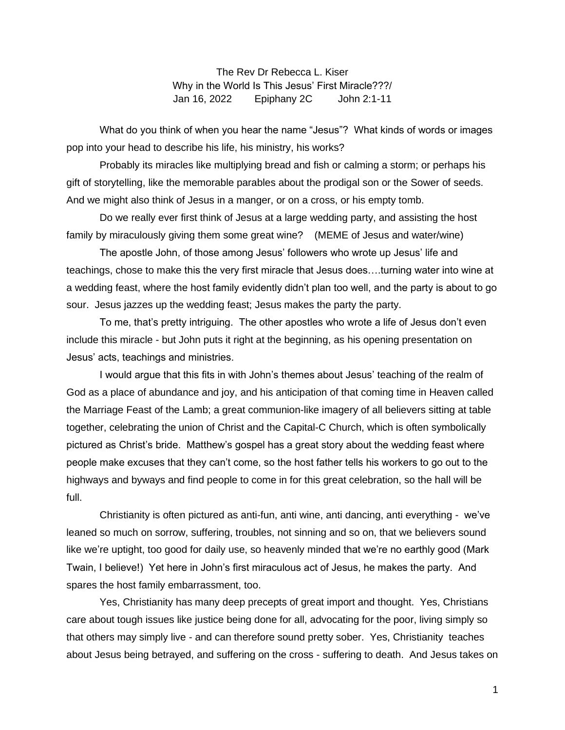The Rev Dr Rebecca L. Kiser

Why in the World Is This Jesus' First Miracle???/

Jan 16, 2022 Epiphany 2C John 2:1-11

What do you think of when you hear the name "Jesus"? What kinds of words or images pop into your head to describe his life, his ministry, his works?

Probably its miracles like multiplying bread and fish or calming a storm; or perhaps his gift of storytelling, like the memorable parables about the prodigal son or the Sower of seeds. And we might also think of Jesus in a manger, or on a cross, or his empty tomb.

Do we really ever first think of Jesus at a large wedding party, and assisting the host family by miraculously giving them some great wine? (MEME of Jesus and water/wine)

The apostle John, of those among Jesus' followers who wrote up Jesus' life and teachings, chose to make this the very first miracle that Jesus does….turning water into wine at a wedding feast, where the host family evidently didn't plan too well, and the party is about to go sour. Jesus jazzes up the wedding feast; Jesus makes the party the party.

To me, that's pretty intriguing. The other apostles who wrote a life of Jesus don't even include this miracle - but John puts it right at the beginning, as his opening presentation on Jesus' acts, teachings and ministries.

I would argue that this fits in with John's themes about Jesus' teaching of the realm of God as a place of abundance and joy, and his anticipation of that coming time in Heaven called the Marriage Feast of the Lamb; a great communion-like imagery of all believers sitting at table together, celebrating the union of Christ and the Capital-C Church, which is often symbolically pictured as Christ's bride. Matthew's gospel has a great story about the wedding feast where people make excuses that they can't come, so the host father tells his workers to go out to the highways and byways and find people to come in for this great celebration, so the hall will be full.

Christianity is often pictured as anti-fun, anti wine, anti dancing, anti everything - we've leaned so much on sorrow, suffering, troubles, not sinning and so on, that we believers sound like we're uptight, too good for daily use, so heavenly minded that we're no earthly good (Mark Twain, I believe!) Yet here in John's first miraculous act of Jesus, he makes the party. And spares the host family embarrassment, too.

Yes, Christianity has many deep precepts of great import and thought. Yes, Christians care about tough issues like justice being done for all, advocating for the poor, living simply so that others may simply live - and can therefore sound pretty sober. Yes, Christianity teaches about Jesus being betrayed, and suffering on the cross - suffering to death. And Jesus takes on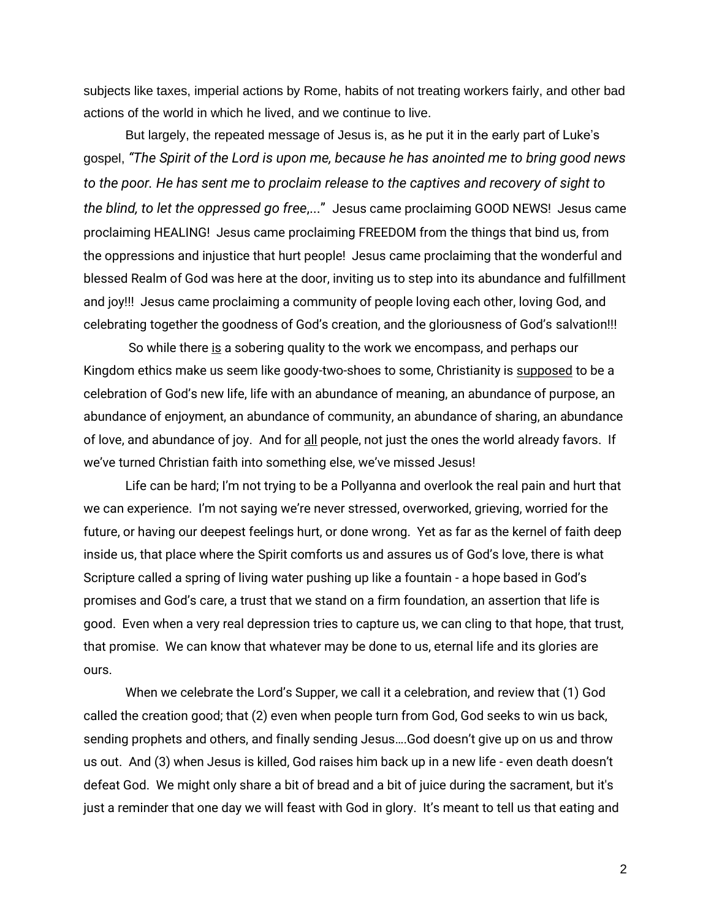subjects like taxes, imperial actions by Rome, habits of not treating workers fairly, and other bad actions of the world in which he lived, and we continue to live.

But largely, the repeated message of Jesus is, as he put it in the early part of Luke's gospel, *"The Spirit of the Lord is upon me, because he has anointed me to bring good news to the poor. He has sent me to proclaim release to the captives and recovery of sight to the blind, to let the oppressed go free,..."* Jesus came proclaiming GOOD NEWS! Jesus came proclaiming HEALING! Jesus came proclaiming FREEDOM from the things that bind us, from the oppressions and injustice that hurt people! Jesus came proclaiming that the wonderful and blessed Realm of God was here at the door, inviting us to step into its abundance and fulfillment and joy!!! Jesus came proclaiming a community of people loving each other, loving God, and celebrating together the goodness of God's creation, and the gloriousness of God's salvation!!!

So while there <u>is</u> a sobering quality to the work we encompass, and perhaps our Kingdom ethics make us seem like goody-two-shoes to some, Christianity is <u>supposed</u> to be a celebration of God's new life, life with an abundance of meaning, an abundance of purpose, an abundance of enjoyment, an abundance of community, an abundance of sharing, an abundance of love, and abundance of joy. And for <u>all</u> people, not just the ones the world already favors. If we've turned Christian faith into something else, we've missed Jesus!

Life can be hard; I'm not trying to be a Pollyanna and overlook the real pain and hurt that we can experience. I'm not saying we're never stressed, overworked, grieving, worried for the future, or having our deepest feelings hurt, or done wrong. Yet as far as the kernel of faith deep inside us, that place where the Spirit comforts us and assures us of God's love, there is what Scripture called a spring of living water pushing up like a fountain - a hope based in God's promises and God's care, a trust that we stand on a firm foundation, an assertion that life is good. Even when a very real depression tries to capture us, we can cling to that hope, that trust, that promise. We can know that whatever may be done to us, eternal life and its glories are ours.

When we celebrate the Lord's Supper, we call it a celebration, and review that (1) God called the creation good; that (2) even when people turn from God, God seeks to win us back, sending prophets and others, and finally sending Jesus….God doesn't give up on us and throw us out. And (3) when Jesus is killed, God raises him back up in a new life - even death doesn't defeat God. We might only share a bit of bread and a bit of juice during the sacrament, but it's just a reminder that one day we will feast with God in glory. It's meant to tell us that eating and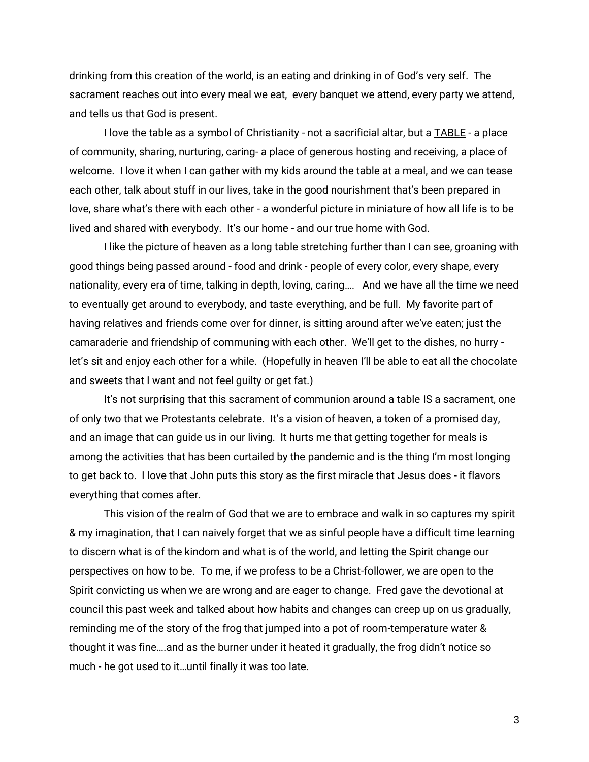drinking from this creation of the world, is an eating and drinking in of God's very self. The sacrament reaches out into every meal we eat, every banquet we attend, every party we attend, and tells us that God is present.

I love the table as a symbol of Christianity - not a sacrificial altar, but a <u>TABLE</u> - a place of community, sharing, nurturing, caring- a place of generous hosting and receiving, a place of welcome. I love it when I can gather with my kids around the table at a meal, and we can tease each other, talk about stuff in our lives, take in the good nourishment that's been prepared in love, share what's there with each other - a wonderful picture in miniature of how all life is to be lived and shared with everybody. It's our home - and our true home with God.

I like the picture of heaven as a long table stretching further than I can see, groaning with good things being passed around - food and drink - people of every color, every shape, every nationality, every era of time, talking in depth, loving, caring…. And we have all the time we need to eventually get around to everybody, and taste everything, and be full. My favorite part of having relatives and friends come over for dinner, is sitting around after we've eaten; just the camaraderie and friendship of communing with each other. We'll get to the dishes, no hurry - let's sit and enjoy each other for a while. (Hopefully in heaven I'll be able to eat all the chocolate and sweets that I want and not feel guilty or get fat.)

It's not surprising that this sacrament of communion around a table IS a sacrament, one of only two that we Protestants celebrate. It's a vision of heaven, a token of a promised day, and an image that can guide us in our living. It hurts me that getting together for meals is among the activities that has been curtailed by the pandemic and is the thing I'm most longing to get back to. I love that John puts this story as the first miracle that Jesus does - it flavors everything that comes after.

This vision of the realm of God that we are to embrace and walk in so captures my spirit & my imagination, that I can naively forget that we as sinful people have a difficult time learning to discern what is of the kindom and what is of the world, and letting the Spirit change our perspectives on how to be. To me, if we profess to be a Christ-follower, we are open to the Spirit convicting us when we are wrong and are eager to change. Fred gave the devotional at council this past week and talked about how habits and changes can creep up on us gradually, reminding me of the story of the frog that jumped into a pot of room-temperature water & thought it was fine….and as the burner under it heated it gradually, the frog didn't notice so much - he got used to it…until finally it was too late.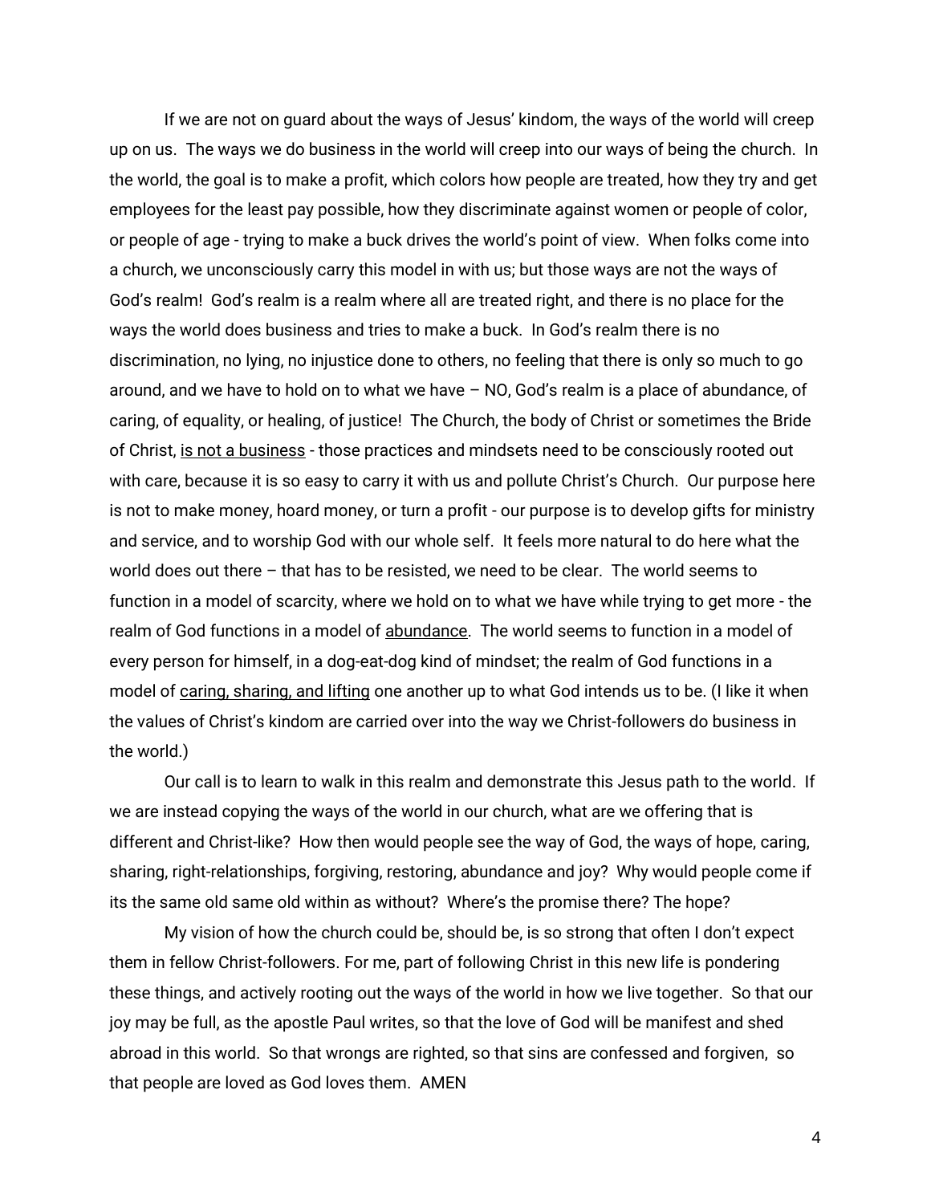If we are not on guard about the ways of Jesus' kindom, the ways of the world will creep up on us. The ways we do business in the world will creep into our ways of being the church. In the world, the goal is to make a profit, which colors how people are treated, how they try and get employees for the least pay possible, how they discriminate against women or people of color, or people of age - trying to make a buck drives the world's point of view. When folks come into a church, we unconsciously carry this model in with us; but those ways are not the ways of God's realm! God's realm is a realm where all are treated right, and there is no place for the ways the world does business and tries to make a buck. In God's realm there is no discrimination, no lying, no injustice done to others, no feeling that there is only so much to go around, and we have to hold on to what we have – NO, God's realm is a place of abundance, of caring, of equality, or healing, of justice! The Church, the body of Christ or sometimes the Bride of Christ, <u>is not a business</u> - those practices and mindsets need to be consciously rooted out with care, because it is so easy to carry it with us and pollute Christ's Church. Our purpose here is not to make money, hoard money, or turn a profit - our purpose is to develop gifts for ministry and service, and to worship God with our whole self. It feels more natural to do here what the world does out there – that has to be resisted, we need to be clear. The world seems to function in a model of scarcity, where we hold on to what we have while trying to get more - the realm of God functions in a model of <u>abundance</u>. The world seems to function in a model of every person for himself, in a dog-eat-dog kind of mindset; the realm of God functions in a model of <u>caring, sharing, and lifting</u> one another up to what God intends us to be. (I like it when the values of Christ's kindom are carried over into the way we Christ-followers do business in the world.)

Our call is to learn to walk in this realm and demonstrate this Jesus path to the world. If we are instead copying the ways of the world in our church, what are we offering that is different and Christ-like? How then would people see the way of God, the ways of hope, caring, sharing, right-relationships, forgiving, restoring, abundance and joy? Why would people come if its the same old same old within as without? Where's the promise there? The hope?

My vision of how the church could be, should be, is so strong that often I don't expect them in fellow Christ-followers. For me, part of following Christ in this new life is pondering these things, and actively rooting out the ways of the world in how we live together. So that our joy may be full, as the apostle Paul writes, so that the love of God will be manifest and shed abroad in this world. So that wrongs are righted, so that sins are confessed and forgiven, so that people are loved as God loves them. AMEN